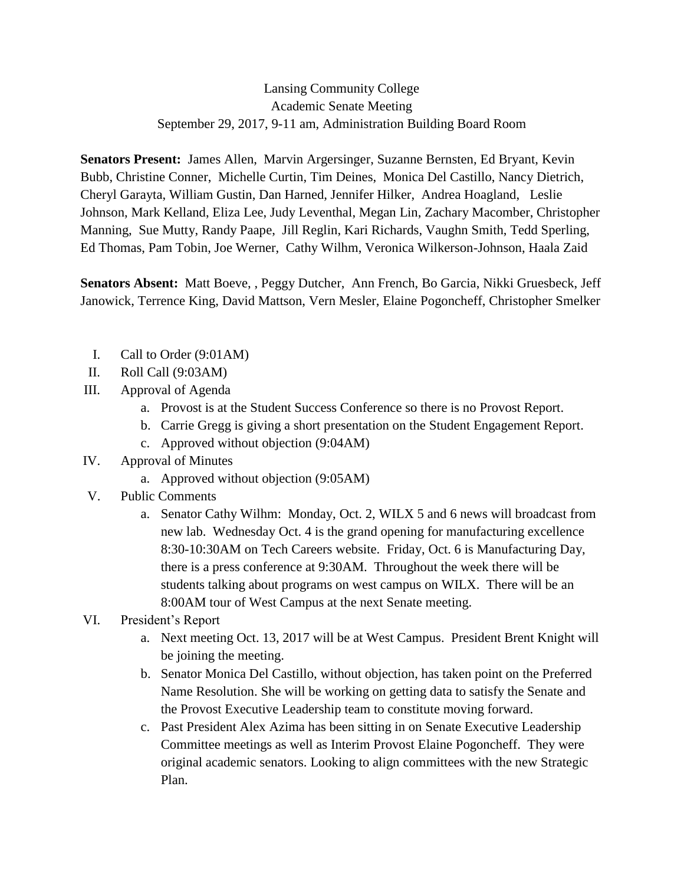Lansing Community College
Academic Senate Meeting
September 29, 2017, 9-11 am, Administration Building Board Room

**Senators Present:** James Allen, Marvin Argersinger, Suzanne Bernsten, Ed Bryant, Kevin Bubb, Christine Conner, Michelle Curtin, Tim Deines, Monica Del Castillo, Nancy Dietrich, Cheryl Garayta, William Gustin, Dan Harned, Jennifer Hilker, Andrea Hoagland, Leslie Johnson, Mark Kelland, Eliza Lee, Judy Leventhal, Megan Lin, Zachary Macomber, Christopher Manning, Sue Mutty, Randy Paape, Jill Reglin, Kari Richards, Vaughn Smith, Tedd Sperling, Ed Thomas, Pam Tobin, Joe Werner, Cathy Wilhm, Veronica Wilkerson-Johnson, Haala Zaid

**Senators Absent:** Matt Boeve, , Peggy Dutcher, Ann French, Bo Garcia, Nikki Gruesbeck, Jeff Janowick, Terrence King, David Mattson, Vern Mesler, Elaine Pogoncheff, Christopher Smelker

I. Call to Order (9:01AM)
II. Roll Call (9:03AM)
III. Approval of Agenda
    a. Provost is at the Student Success Conference so there is no Provost Report.
    b. Carrie Gregg is giving a short presentation on the Student Engagement Report.
    c. Approved without objection (9:04AM)
IV. Approval of Minutes
    a. Approved without objection (9:05AM)
V. Public Comments
    a. Senator Cathy Wilhm: Monday, Oct. 2, WILX 5 and 6 news will broadcast from new lab. Wednesday Oct. 4 is the grand opening for manufacturing excellence 8:30-10:30AM on Tech Careers website. Friday, Oct. 6 is Manufacturing Day, there is a press conference at 9:30AM. Throughout the week there will be students talking about programs on west campus on WILX. There will be an 8:00AM tour of West Campus at the next Senate meeting.
VI. President's Report
    a. Next meeting Oct. 13, 2017 will be at West Campus. President Brent Knight will be joining the meeting.
    b. Senator Monica Del Castillo, without objection, has taken point on the Preferred Name Resolution. She will be working on getting data to satisfy the Senate and the Provost Executive Leadership team to constitute moving forward.
    c. Past President Alex Azima has been sitting in on Senate Executive Leadership Committee meetings as well as Interim Provost Elaine Pogoncheff. They were original academic senators. Looking to align committees with the new Strategic Plan.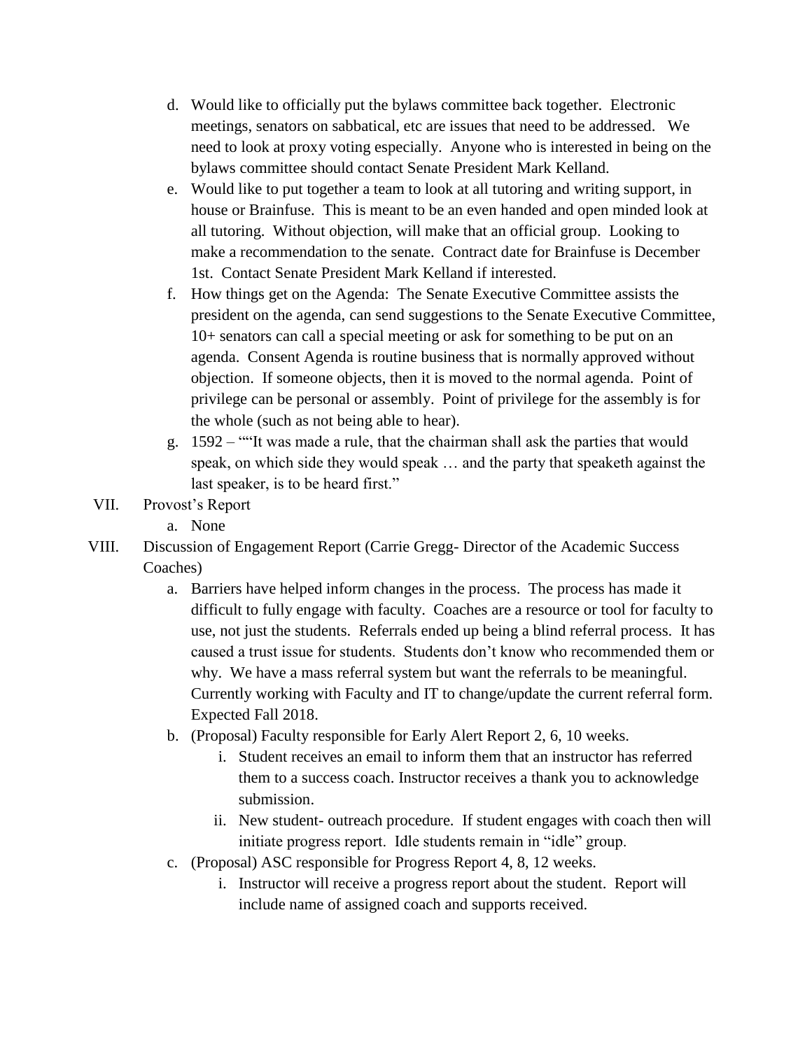d. Would like to officially put the bylaws committee back together. Electronic meetings, senators on sabbatical, etc are issues that need to be addressed. We need to look at proxy voting especially. Anyone who is interested in being on the bylaws committee should contact Senate President Mark Kelland.

e. Would like to put together a team to look at all tutoring and writing support, in house or Brainfuse. This is meant to be an even handed and open minded look at all tutoring. Without objection, will make that an official group. Looking to make a recommendation to the senate. Contract date for Brainfuse is December 1st. Contact Senate President Mark Kelland if interested.

f. How things get on the Agenda: The Senate Executive Committee assists the president on the agenda, can send suggestions to the Senate Executive Committee, 10+ senators can call a special meeting or ask for something to be put on an agenda. Consent Agenda is routine business that is normally approved without objection. If someone objects, then it is moved to the normal agenda. Point of privilege can be personal or assembly. Point of privilege for the assembly is for the whole (such as not being able to hear).

g. 1592 – ""It was made a rule, that the chairman shall ask the parties that would speak, on which side they would speak … and the party that speaketh against the last speaker, is to be heard first."

VII. Provost's Report

a. None

VIII. Discussion of Engagement Report (Carrie Gregg- Director of the Academic Success Coaches)

a. Barriers have helped inform changes in the process. The process has made it difficult to fully engage with faculty. Coaches are a resource or tool for faculty to use, not just the students. Referrals ended up being a blind referral process. It has caused a trust issue for students. Students don't know who recommended them or why. We have a mass referral system but want the referrals to be meaningful. Currently working with Faculty and IT to change/update the current referral form. Expected Fall 2018.

b. (Proposal) Faculty responsible for Early Alert Report 2, 6, 10 weeks.

   i. Student receives an email to inform them that an instructor has referred them to a success coach. Instructor receives a thank you to acknowledge submission.

   ii. New student- outreach procedure. If student engages with coach then will initiate progress report. Idle students remain in "idle" group.

c. (Proposal) ASC responsible for Progress Report 4, 8, 12 weeks.

   i. Instructor will receive a progress report about the student. Report will include name of assigned coach and supports received.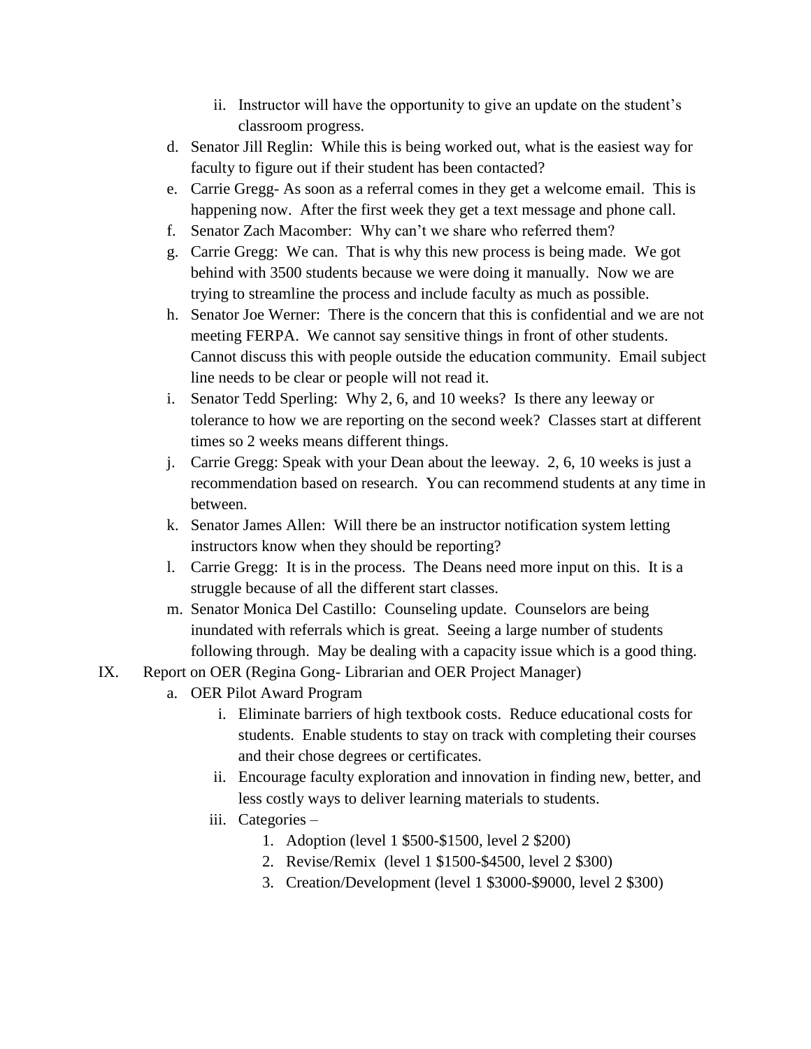- ii. Instructor will have the opportunity to give an update on the student's classroom progress.
- d. Senator Jill Reglin: While this is being worked out, what is the easiest way for faculty to figure out if their student has been contacted?
- e. Carrie Gregg- As soon as a referral comes in they get a welcome email. This is happening now. After the first week they get a text message and phone call.
- f. Senator Zach Macomber: Why can't we share who referred them?
- g. Carrie Gregg: We can. That is why this new process is being made. We got behind with 3500 students because we were doing it manually. Now we are trying to streamline the process and include faculty as much as possible.
- h. Senator Joe Werner: There is the concern that this is confidential and we are not meeting FERPA. We cannot say sensitive things in front of other students. Cannot discuss this with people outside the education community. Email subject line needs to be clear or people will not read it.
- i. Senator Tedd Sperling: Why 2, 6, and 10 weeks? Is there any leeway or tolerance to how we are reporting on the second week? Classes start at different times so 2 weeks means different things.
- j. Carrie Gregg: Speak with your Dean about the leeway. 2, 6, 10 weeks is just a recommendation based on research. You can recommend students at any time in between.
- k. Senator James Allen: Will there be an instructor notification system letting instructors know when they should be reporting?
- l. Carrie Gregg: It is in the process. The Deans need more input on this. It is a struggle because of all the different start classes.
- m. Senator Monica Del Castillo: Counseling update. Counselors are being inundated with referrals which is great. Seeing a large number of students following through. May be dealing with a capacity issue which is a good thing.

IX. Report on OER (Regina Gong- Librarian and OER Project Manager)

- a. OER Pilot Award Program
   - i. Eliminate barriers of high textbook costs. Reduce educational costs for students. Enable students to stay on track with completing their courses and their chose degrees or certificates.
   - ii. Encourage faculty exploration and innovation in finding new, better, and less costly ways to deliver learning materials to students.
   - iii. Categories –
      1. Adoption (level 1 $500-$1500, level 2 $200)
      2. Revise/Remix (level 1 $1500-$4500, level 2 $300)
      3. Creation/Development (level 1 $3000-$9000, level 2 $300)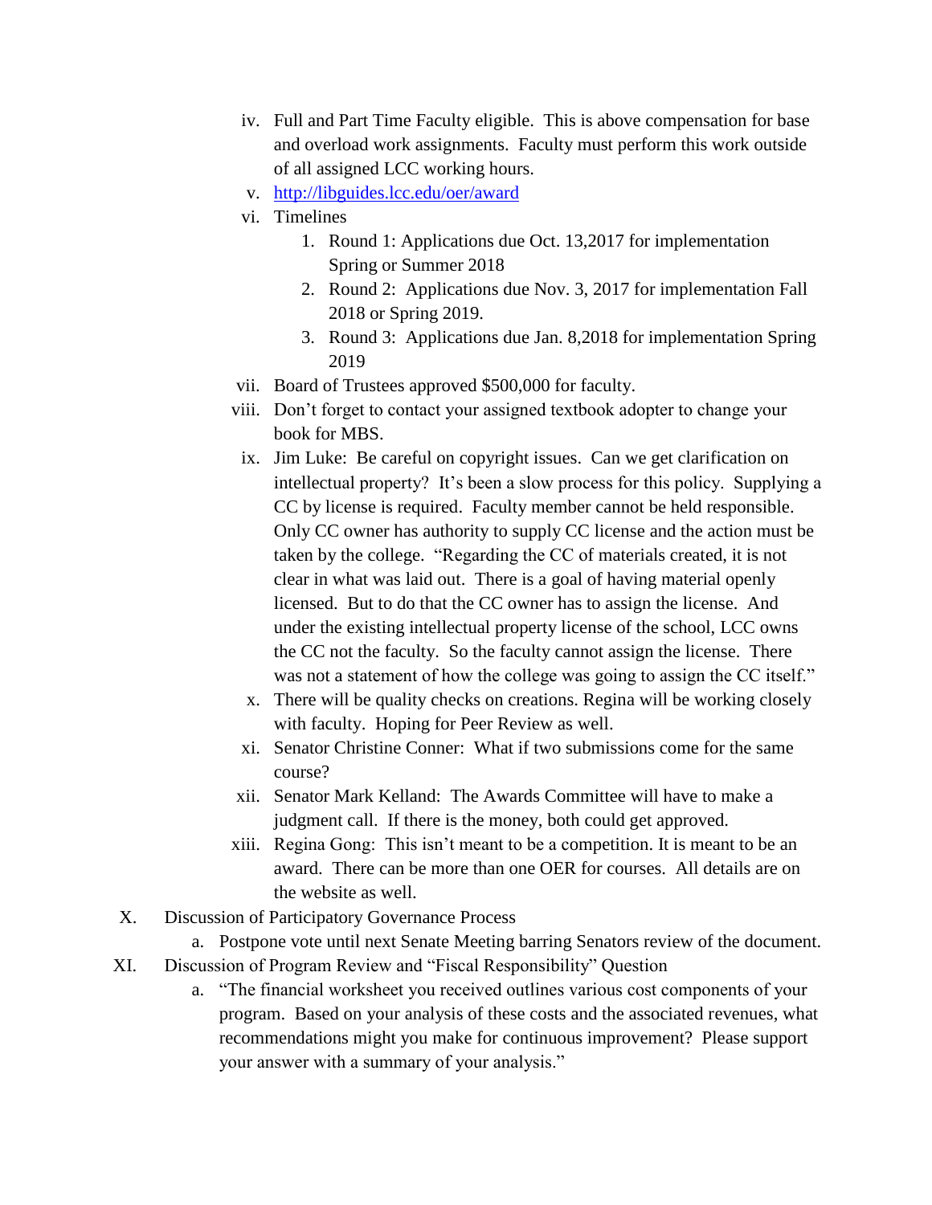iv. Full and Part Time Faculty eligible. This is above compensation for base and overload work assignments. Faculty must perform this work outside of all assigned LCC working hours.

v. [http://libguides.lcc.edu/oer/award](http://libguides.lcc.edu/oer/award)

vi. Timelines

1. Round 1: Applications due Oct. 13,2017 for implementation Spring or Summer 2018
2. Round 2: Applications due Nov. 3, 2017 for implementation Fall 2018 or Spring 2019.
3. Round 3: Applications due Jan. 8,2018 for implementation Spring 2019

vii. Board of Trustees approved $500,000 for faculty.

viii. Don't forget to contact your assigned textbook adopter to change your book for MBS.

ix. Jim Luke: Be careful on copyright issues. Can we get clarification on intellectual property? It's been a slow process for this policy. Supplying a CC by license is required. Faculty member cannot be held responsible. Only CC owner has authority to supply CC license and the action must be taken by the college. "Regarding the CC of materials created, it is not clear in what was laid out. There is a goal of having material openly licensed. But to do that the CC owner has to assign the license. And under the existing intellectual property license of the school, LCC owns the CC not the faculty. So the faculty cannot assign the license. There was not a statement of how the college was going to assign the CC itself."

x. There will be quality checks on creations. Regina will be working closely with faculty. Hoping for Peer Review as well.

xi. Senator Christine Conner: What if two submissions come for the same course?

xii. Senator Mark Kelland: The Awards Committee will have to make a judgment call. If there is the money, both could get approved.

xiii. Regina Gong: This isn't meant to be a competition. It is meant to be an award. There can be more than one OER for courses. All details are on the website as well.

X. Discussion of Participatory Governance Process

a. Postpone vote until next Senate Meeting barring Senators review of the document.

XI. Discussion of Program Review and "Fiscal Responsibility" Question

a. "The financial worksheet you received outlines various cost components of your program. Based on your analysis of these costs and the associated revenues, what recommendations might you make for continuous improvement? Please support your answer with a summary of your analysis."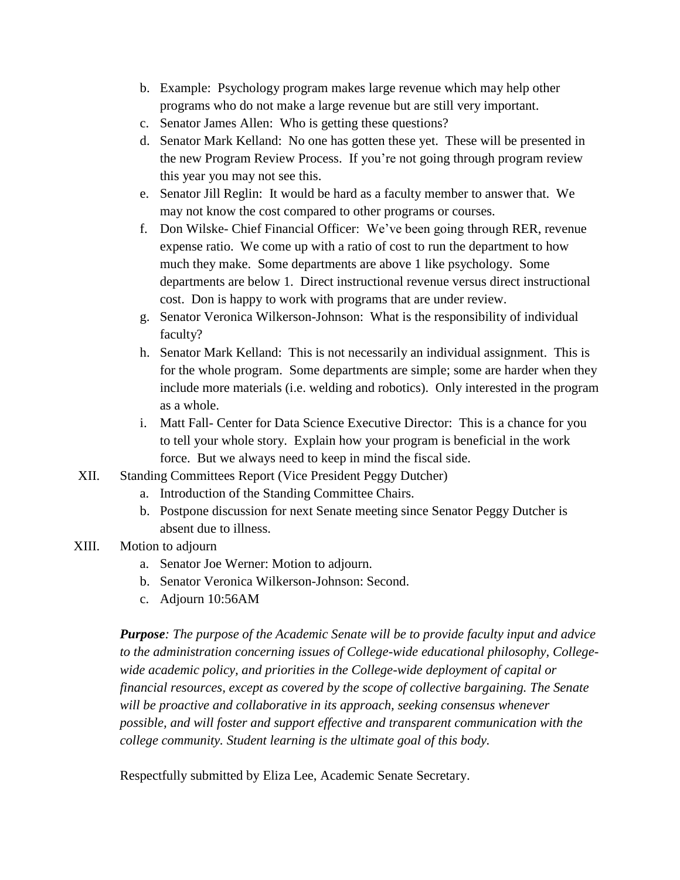b. Example: Psychology program makes large revenue which may help other programs who do not make a large revenue but are still very important.
   c. Senator James Allen: Who is getting these questions?
   d. Senator Mark Kelland: No one has gotten these yet. These will be presented in the new Program Review Process. If you're not going through program review this year you may not see this.
   e. Senator Jill Reglin: It would be hard as a faculty member to answer that. We may not know the cost compared to other programs or courses.
   f. Don Wilske- Chief Financial Officer: We've been going through RER, revenue expense ratio. We come up with a ratio of cost to run the department to how much they make. Some departments are above 1 like psychology. Some departments are below 1. Direct instructional revenue versus direct instructional cost. Don is happy to work with programs that are under review.
   g. Senator Veronica Wilkerson-Johnson: What is the responsibility of individual faculty?
   h. Senator Mark Kelland: This is not necessarily an individual assignment. This is for the whole program. Some departments are simple; some are harder when they include more materials (i.e. welding and robotics). Only interested in the program as a whole.
   i. Matt Fall- Center for Data Science Executive Director: This is a chance for you to tell your whole story. Explain how your program is beneficial in the work force. But we always need to keep in mind the fiscal side.

XII. Standing Committees Report (Vice President Peggy Dutcher)
   a. Introduction of the Standing Committee Chairs.
   b. Postpone discussion for next Senate meeting since Senator Peggy Dutcher is absent due to illness.

XIII. Motion to adjourn
   a. Senator Joe Werner: Motion to adjourn.
   b. Senator Veronica Wilkerson-Johnson: Second.
   c. Adjourn 10:56AM

***Purpose**: The purpose of the Academic Senate will be to provide faculty input and advice to the administration concerning issues of College-wide educational philosophy, College-wide academic policy, and priorities in the College-wide deployment of capital or financial resources, except as covered by the scope of collective bargaining. The Senate will be proactive and collaborative in its approach, seeking consensus whenever possible, and will foster and support effective and transparent communication with the college community. Student learning is the ultimate goal of this body.*

Respectfully submitted by Eliza Lee, Academic Senate Secretary.